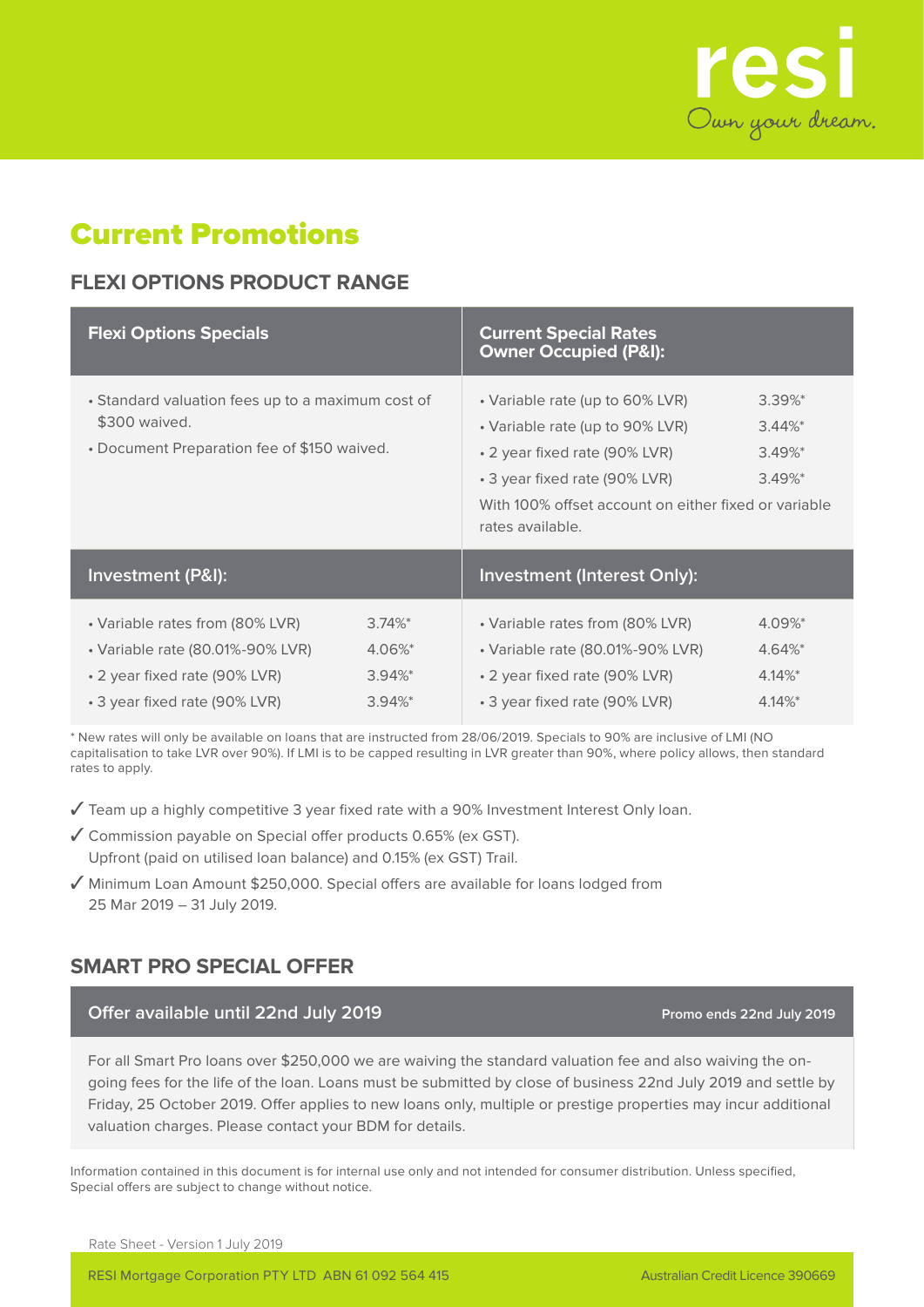resi

Own your dream.

# Current Promotions

## FLEXI OPTIONS PRODUCT RANGE

| Flexi Options Specials | Current Special Rates Owner Occupied (P&I): |
|---|---|
| • Standard valuation fees up to a maximum cost of $300 waived.<br>• Document Preparation fee of $150 waived. | • Variable rate (up to 60% LVR) 3.39%*<br>• Variable rate (up to 90% LVR) 3.44%*<br>• 2 year fixed rate (90% LVR) 3.49%*<br>• 3 year fixed rate (90% LVR) 3.49%*<br>With 100% offset account on either fixed or variable rates available. |

| Investment (P&I): | | Investment (Interest Only): | |
|---|---|---|---|
| • Variable rates from (80% LVR) | 3.74%* | • Variable rates from (80% LVR) | 4.09%* |
| • Variable rate (80.01%-90% LVR) | 4.06%* | • Variable rate (80.01%-90% LVR) | 4.64%* |
| • 2 year fixed rate (90% LVR) | 3.94%* | • 2 year fixed rate (90% LVR) | 4.14%* |
| • 3 year fixed rate (90% LVR) | 3.94%* | • 3 year fixed rate (90% LVR) | 4.14%* |

\* New rates will only be available on loans that are instructed from 28/06/2019. Specials to 90% are inclusive of LMI (NO capitalisation to take LVR over 90%). If LMI is to be capped resulting in LVR greater than 90%, where policy allows, then standard rates to apply.

✓ Team up a highly competitive 3 year fixed rate with a 90% Investment Interest Only loan.

✓ Commission payable on Special offer products 0.65% (ex GST). Upfront (paid on utilised loan balance) and 0.15% (ex GST) Trail.

✓ Minimum Loan Amount $250,000. Special offers are available for loans lodged from 25 Mar 2019 – 31 July 2019.

## SMART PRO SPECIAL OFFER

**Offer available until 22nd July 2019** — **Promo ends 22nd July 2019**

For all Smart Pro loans over $250,000 we are waiving the standard valuation fee and also waiving the on-going fees for the life of the loan. Loans must be submitted by close of business 22nd July 2019 and settle by Friday, 25 October 2019. Offer applies to new loans only, multiple or prestige properties may incur additional valuation charges. Please contact your BDM for details.

Information contained in this document is for internal use only and not intended for consumer distribution. Unless specified, Special offers are subject to change without notice.

Rate Sheet - Version 1 July 2019

RESI Mortgage Corporation PTY LTD ABN 61 092 564 415 — Australian Credit Licence 390669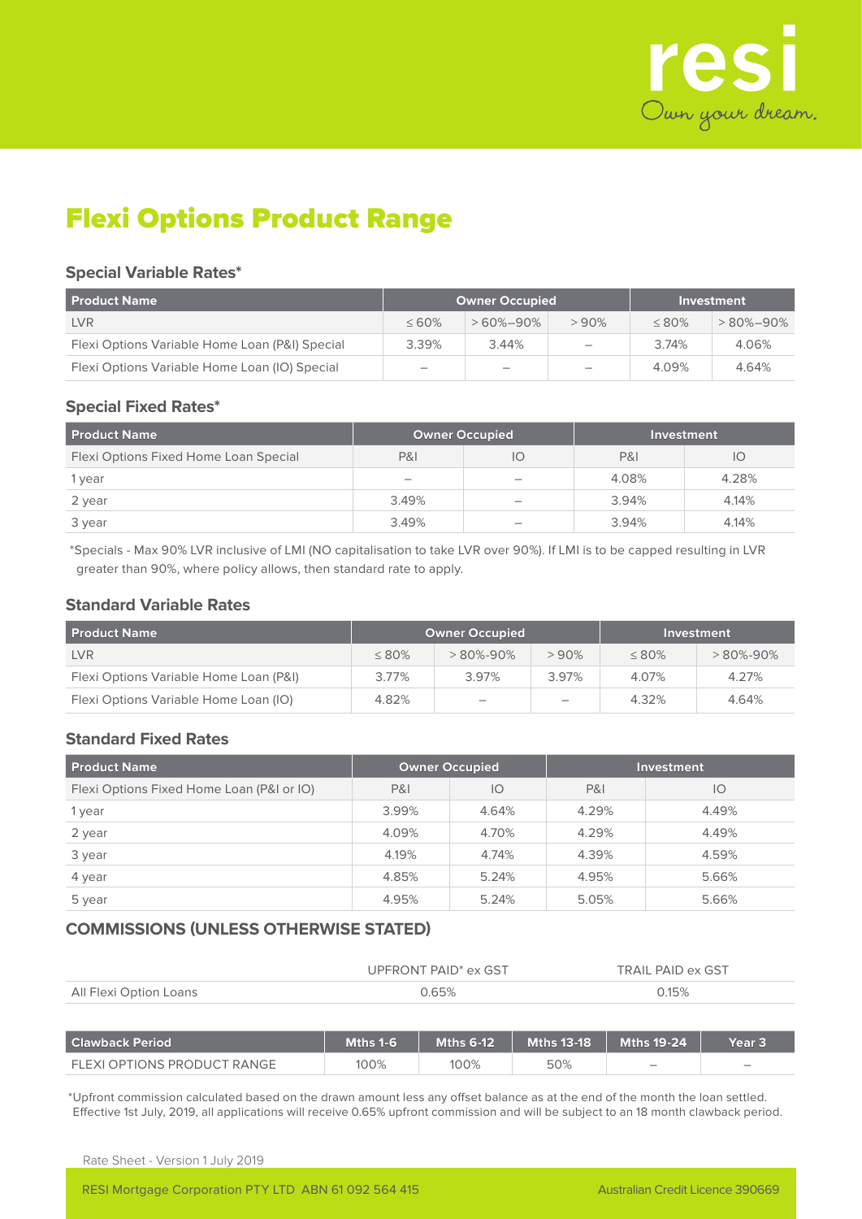# Flexi Options Product Range

### Special Variable Rates*

| Product Name | Owner Occupied | | | Investment | |
|---|---|---|---|---|---|
| LVR | ≤ 60% | > 60%–90% | > 90% | ≤ 80% | > 80%–90% |
| Flexi Options Variable Home Loan (P&I) Special | 3.39% | 3.44% | – | 3.74% | 4.06% |
| Flexi Options Variable Home Loan (IO) Special | – | – | – | 4.09% | 4.64% |

### Special Fixed Rates*

| Product Name | Owner Occupied | | Investment | |
|---|---|---|---|---|
| Flexi Options Fixed Home Loan Special | P&I | IO | P&I | IO |
| 1 year | – | – | 4.08% | 4.28% |
| 2 year | 3.49% | – | 3.94% | 4.14% |
| 3 year | 3.49% | – | 3.94% | 4.14% |

*Specials - Max 90% LVR inclusive of LMI (NO capitalisation to take LVR over 90%). If LMI is to be capped resulting in LVR greater than 90%, where policy allows, then standard rate to apply.

### Standard Variable Rates

| Product Name | Owner Occupied | | | Investment | |
|---|---|---|---|---|---|
| LVR | ≤ 80% | > 80%-90% | > 90% | ≤ 80% | > 80%-90% |
| Flexi Options Variable Home Loan (P&I) | 3.77% | 3.97% | 3.97% | 4.07% | 4.27% |
| Flexi Options Variable Home Loan (IO) | 4.82% | – | – | 4.32% | 4.64% |

### Standard Fixed Rates

| Product Name | Owner Occupied | | Investment | |
|---|---|---|---|---|
| Flexi Options Fixed Home Loan (P&I or IO) | P&I | IO | P&I | IO |
| 1 year | 3.99% | 4.64% | 4.29% | 4.49% |
| 2 year | 4.09% | 4.70% | 4.29% | 4.49% |
| 3 year | 4.19% | 4.74% | 4.39% | 4.59% |
| 4 year | 4.85% | 5.24% | 4.95% | 5.66% |
| 5 year | 4.95% | 5.24% | 5.05% | 5.66% |

### COMMISSIONS (UNLESS OTHERWISE STATED)

| | UPFRONT PAID* ex GST | TRAIL PAID ex GST |
|---|---|---|
| All Flexi Option Loans | 0.65% | 0.15% |

| Clawback Period | Mths 1-6 | Mths 6-12 | Mths 13-18 | Mths 19-24 | Year 3 |
|---|---|---|---|---|---|
| FLEXI OPTIONS PRODUCT RANGE | 100% | 100% | 50% | – | – |

*Upfront commission calculated based on the drawn amount less any offset balance as at the end of the month the loan settled. Effective 1st July, 2019, all applications will receive 0.65% upfront commission and will be subject to an 18 month clawback period.

Rate Sheet - Version 1 July 2019

RESI Mortgage Corporation PTY LTD ABN 61 092 564 415 Australian Credit Licence 390669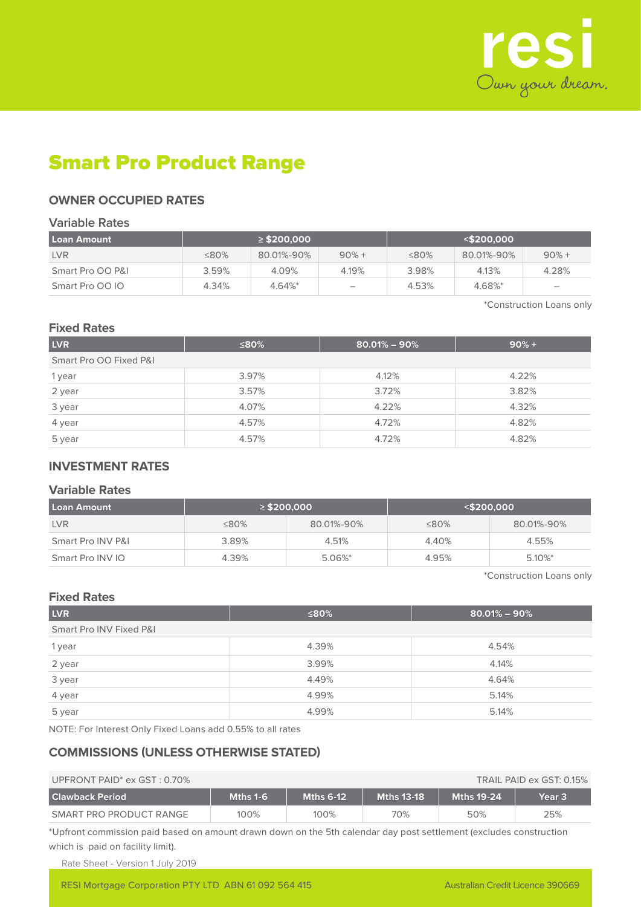resi
Own your dream.

# Smart Pro Product Range

## OWNER OCCUPIED RATES

### Variable Rates

| Loan Amount | ≥ $200,000 | | | <$200,000 | | |
|---|---|---|---|---|---|---|
| LVR | ≤80% | 80.01%-90% | 90% + | ≤80% | 80.01%-90% | 90% + |
| Smart Pro OO P&I | 3.59% | 4.09% | 4.19% | 3.98% | 4.13% | 4.28% |
| Smart Pro OO IO | 4.34% | 4.64%* | – | 4.53% | 4.68%* | – |

*Construction Loans only

### Fixed Rates

| LVR | ≤80% | 80.01% – 90% | 90% + |
|---|---|---|---|
| Smart Pro OO Fixed P&I | | | |
| 1 year | 3.97% | 4.12% | 4.22% |
| 2 year | 3.57% | 3.72% | 3.82% |
| 3 year | 4.07% | 4.22% | 4.32% |
| 4 year | 4.57% | 4.72% | 4.82% |
| 5 year | 4.57% | 4.72% | 4.82% |

## INVESTMENT RATES

### Variable Rates

| Loan Amount | ≥ $200,000 | | <$200,000 | |
|---|---|---|---|---|
| LVR | ≤80% | 80.01%-90% | ≤80% | 80.01%-90% |
| Smart Pro INV P&I | 3.89% | 4.51% | 4.40% | 4.55% |
| Smart Pro INV IO | 4.39% | 5.06%* | 4.95% | 5.10%* |

*Construction Loans only

### Fixed Rates

| LVR | ≤80% | 80.01% – 90% |
|---|---|---|
| Smart Pro INV Fixed P&I | | |
| 1 year | 4.39% | 4.54% |
| 2 year | 3.99% | 4.14% |
| 3 year | 4.49% | 4.64% |
| 4 year | 4.99% | 5.14% |
| 5 year | 4.99% | 5.14% |

NOTE: For Interest Only Fixed Loans add 0.55% to all rates

## COMMISSIONS (UNLESS OTHERWISE STATED)

UPFRONT PAID* ex GST : 0.70% | TRAIL PAID ex GST: 0.15%

| Clawback Period | Mths 1-6 | Mths 6-12 | Mths 13-18 | Mths 19-24 | Year 3 |
|---|---|---|---|---|---|
| SMART PRO PRODUCT RANGE | 100% | 100% | 70% | 50% | 25% |

*Upfront commission paid based on amount drawn down on the 5th calendar day post settlement (excludes construction which is paid on facility limit).

Rate Sheet - Version 1 July 2019

RESI Mortgage Corporation PTY LTD ABN 61 092 564 415 | Australian Credit Licence 390669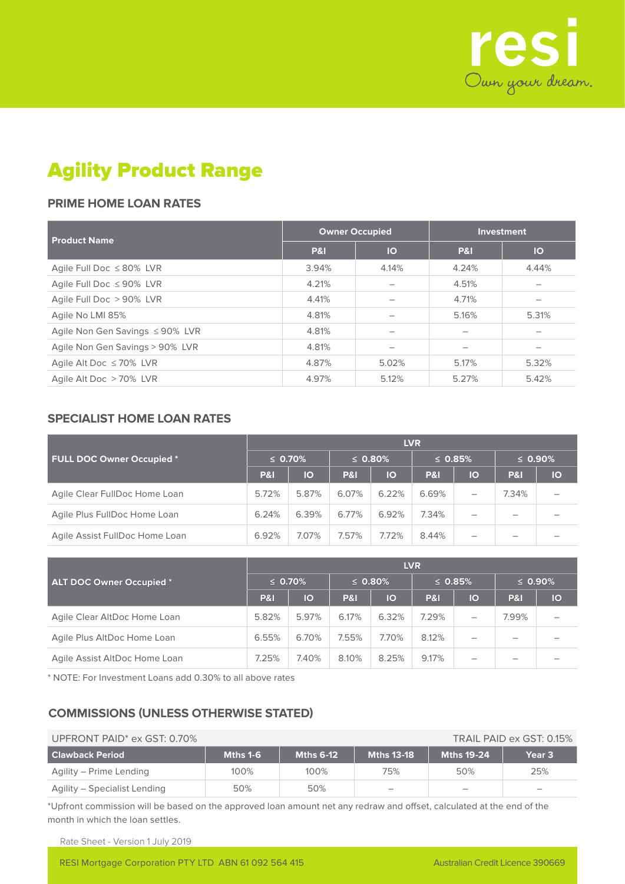resi
Own your dream.

# Agility Product Range

## PRIME HOME LOAN RATES

| Product Name | Owner Occupied | | Investment | |
|---|---|---|---|---|
| | P&I | IO | P&I | IO |
| Agile Full Doc ≤ 80% LVR | 3.94% | 4.14% | 4.24% | 4.44% |
| Agile Full Doc ≤ 90% LVR | 4.21% | – | 4.51% | – |
| Agile Full Doc > 90% LVR | 4.41% | – | 4.71% | – |
| Agile No LMI 85% | 4.81% | – | 5.16% | 5.31% |
| Agile Non Gen Savings ≤ 90% LVR | 4.81% | – | – | – |
| Agile Non Gen Savings > 90% LVR | 4.81% | – | – | – |
| Agile Alt Doc ≤ 70% LVR | 4.87% | 5.02% | 5.17% | 5.32% |
| Agile Alt Doc > 70% LVR | 4.97% | 5.12% | 5.27% | 5.42% |

## SPECIALIST HOME LOAN RATES

| FULL DOC Owner Occupied * | LVR | | | | | | | |
|---|---|---|---|---|---|---|---|---|
| | ≤ 0.70% | | ≤ 0.80% | | ≤ 0.85% | | ≤ 0.90% | |
| | P&I | IO | P&I | IO | P&I | IO | P&I | IO |
| Agile Clear FullDoc Home Loan | 5.72% | 5.87% | 6.07% | 6.22% | 6.69% | – | 7.34% | – |
| Agile Plus FullDoc Home Loan | 6.24% | 6.39% | 6.77% | 6.92% | 7.34% | – | – | – |
| Agile Assist FullDoc Home Loan | 6.92% | 7.07% | 7.57% | 7.72% | 8.44% | – | – | – |

| ALT DOC Owner Occupied * | LVR | | | | | | | |
|---|---|---|---|---|---|---|---|---|
| | ≤ 0.70% | | ≤ 0.80% | | ≤ 0.85% | | ≤ 0.90% | |
| | P&I | IO | P&I | IO | P&I | IO | P&I | IO |
| Agile Clear AltDoc Home Loan | 5.82% | 5.97% | 6.17% | 6.32% | 7.29% | – | 7.99% | – |
| Agile Plus AltDoc Home Loan | 6.55% | 6.70% | 7.55% | 7.70% | 8.12% | – | – | – |
| Agile Assist AltDoc Home Loan | 7.25% | 7.40% | 8.10% | 8.25% | 9.17% | – | – | – |

* NOTE: For Investment Loans add 0.30% to all above rates

## COMMISSIONS (UNLESS OTHERWISE STATED)

UPFRONT PAID* ex GST: 0.70% TRAIL PAID ex GST: 0.15%

| Clawback Period | Mths 1-6 | Mths 6-12 | Mths 13-18 | Mths 19-24 | Year 3 |
|---|---|---|---|---|---|
| Agility – Prime Lending | 100% | 100% | 75% | 50% | 25% |
| Agility – Specialist Lending | 50% | 50% | – | – | – |

*Upfront commission will be based on the approved loan amount net any redraw and offset, calculated at the end of the month in which the loan settles.

Rate Sheet - Version 1 July 2019

RESI Mortgage Corporation PTY LTD ABN 61 092 564 415 Australian Credit Licence 390669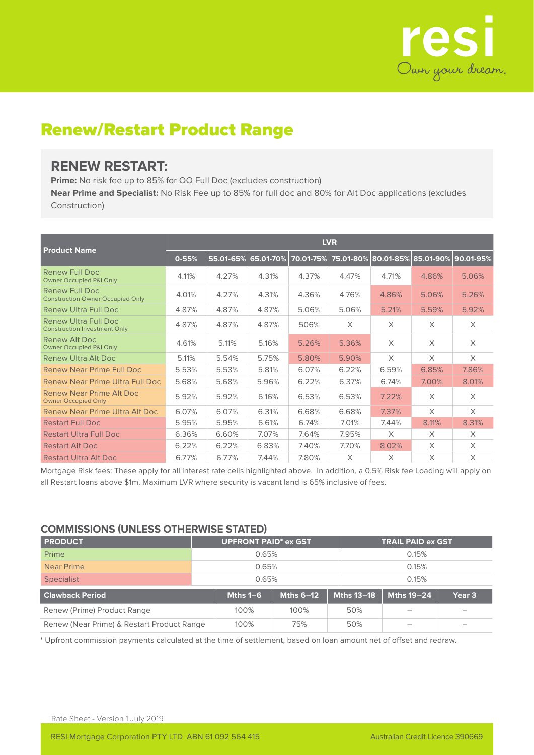resi

Own your dream.

# Renew/Restart Product Range

## RENEW RESTART:

**Prime:** No risk fee up to 85% for OO Full Doc (excludes construction)

**Near Prime and Specialist:** No Risk Fee up to 85% for full doc and 80% for Alt Doc applications (excludes Construction)

| Product Name | LVR | | | | | | | |
|---|---|---|---|---|---|---|---|---|
| | 0-55% | 55.01-65% | 65.01-70% | 70.01-75% | 75.01-80% | 80.01-85% | 85.01-90% | 90.01-95% |
| Renew Full Doc Owner Occupied P&I Only | 4.11% | 4.27% | 4.31% | 4.37% | 4.47% | 4.71% | 4.86% | 5.06% |
| Renew Full Doc Construction Owner Occupied Only | 4.01% | 4.27% | 4.31% | 4.36% | 4.76% | 4.86% | 5.06% | 5.26% |
| Renew Ultra Full Doc | 4.87% | 4.87% | 4.87% | 5.06% | 5.06% | 5.21% | 5.59% | 5.92% |
| Renew Ultra Full Doc Construction Investment Only | 4.87% | 4.87% | 4.87% | 506% | X | X | X | X |
| Renew Alt Doc Owner Occupied P&I Only | 4.61% | 5.11% | 5.16% | 5.26% | 5.36% | X | X | X |
| Renew Ultra Alt Doc | 5.11% | 5.54% | 5.75% | 5.80% | 5.90% | X | X | X |
| Renew Near Prime Full Doc | 5.53% | 5.53% | 5.81% | 6.07% | 6.22% | 6.59% | 6.85% | 7.86% |
| Renew Near Prime Ultra Full Doc | 5.68% | 5.68% | 5.96% | 6.22% | 6.37% | 6.74% | 7.00% | 8.01% |
| Renew Near Prime Alt Doc Owner Occupied Only | 5.92% | 5.92% | 6.16% | 6.53% | 6.53% | 7.22% | X | X |
| Renew Near Prime Ultra Alt Doc | 6.07% | 6.07% | 6.31% | 6.68% | 6.68% | 7.37% | X | X |
| Restart Full Doc | 5.95% | 5.95% | 6.61% | 6.74% | 7.01% | 7.44% | 8.11% | 8.31% |
| Restart Ultra Full Doc | 6.36% | 6.60% | 7.07% | 7.64% | 7.95% | X | X | X |
| Restart Alt Doc | 6.22% | 6.22% | 6.83% | 7.40% | 7.70% | 8.02% | X | X |
| Restart Ultra Alt Doc | 6.77% | 6.77% | 7.44% | 7.80% | X | X | X | X |

Mortgage Risk fees: These apply for all interest rate cells highlighted above. In addition, a 0.5% Risk fee Loading will apply on all Restart loans above $1m. Maximum LVR where security is vacant land is 65% inclusive of fees.

### COMMISSIONS (UNLESS OTHERWISE STATED)

| PRODUCT | UPFRONT PAID* ex GST | TRAIL PAID ex GST |
|---|---|---|
| Prime | 0.65% | 0.15% |
| Near Prime | 0.65% | 0.15% |
| Specialist | 0.65% | 0.15% |

| Clawback Period | Mths 1–6 | Mths 6–12 | Mths 13–18 | Mths 19–24 | Year 3 |
|---|---|---|---|---|---|
| Renew (Prime) Product Range | 100% | 100% | 50% | – | – |
| Renew (Near Prime) & Restart Product Range | 100% | 75% | 50% | – | – |

\* Upfront commission payments calculated at the time of settlement, based on loan amount net of offset and redraw.

Rate Sheet - Version 1 July 2019

RESI Mortgage Corporation PTY LTD ABN 61 092 564 415 Australian Credit Licence 390669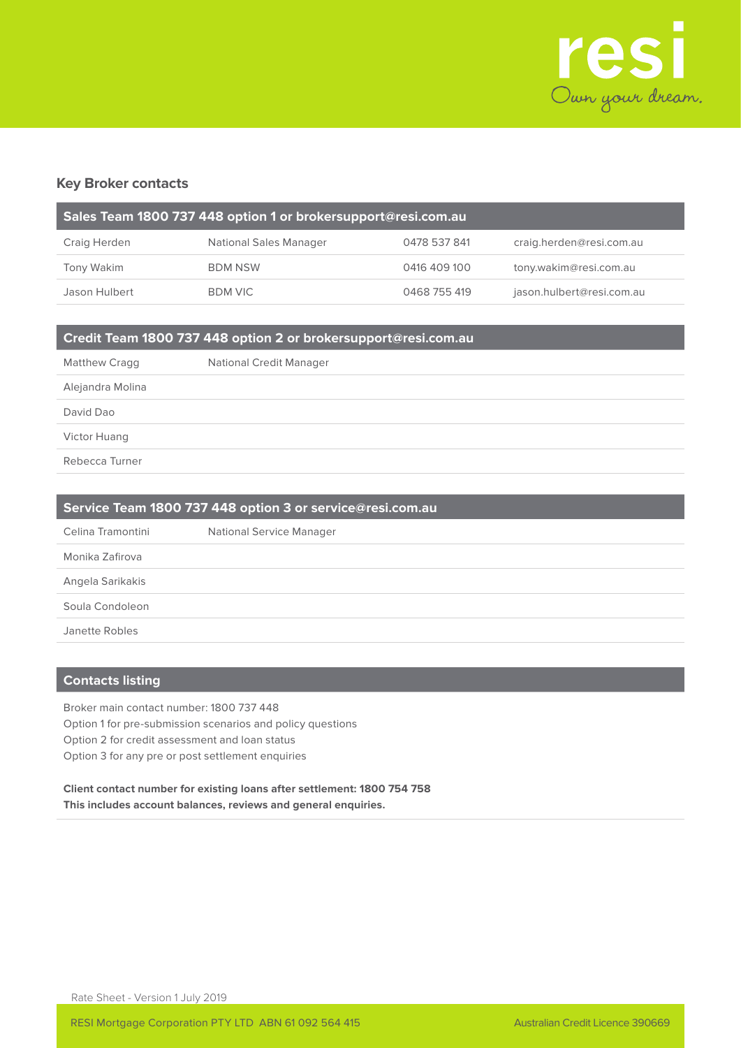## Key Broker contacts

| Sales Team 1800 737 448 option 1 or brokersupport@resi.com.au | | | |
|---|---|---|---|
| Craig Herden | National Sales Manager | 0478 537 841 | craig.herden@resi.com.au |
| Tony Wakim | BDM NSW | 0416 409 100 | tony.wakim@resi.com.au |
| Jason Hulbert | BDM VIC | 0468 755 419 | jason.hulbert@resi.com.au |

| Credit Team 1800 737 448 option 2 or brokersupport@resi.com.au | |
|---|---|
| Matthew Cragg | National Credit Manager |
| Alejandra Molina | |
| David Dao | |
| Victor Huang | |
| Rebecca Turner | |

| Service Team 1800 737 448 option 3 or service@resi.com.au | |
|---|---|
| Celina Tramontini | National Service Manager |
| Monika Zafirova | |
| Angela Sarikakis | |
| Soula Condoleon | |
| Janette Robles | |

### Contacts listing

Broker main contact number: 1800 737 448
Option 1 for pre-submission scenarios and policy questions
Option 2 for credit assessment and loan status
Option 3 for any pre or post settlement enquiries

**Client contact number for existing loans after settlement: 1800 754 758**
**This includes account balances, reviews and general enquiries.**

Rate Sheet - Version 1 July 2019

RESI Mortgage Corporation PTY LTD ABN 61 092 564 415 Australian Credit Licence 390669